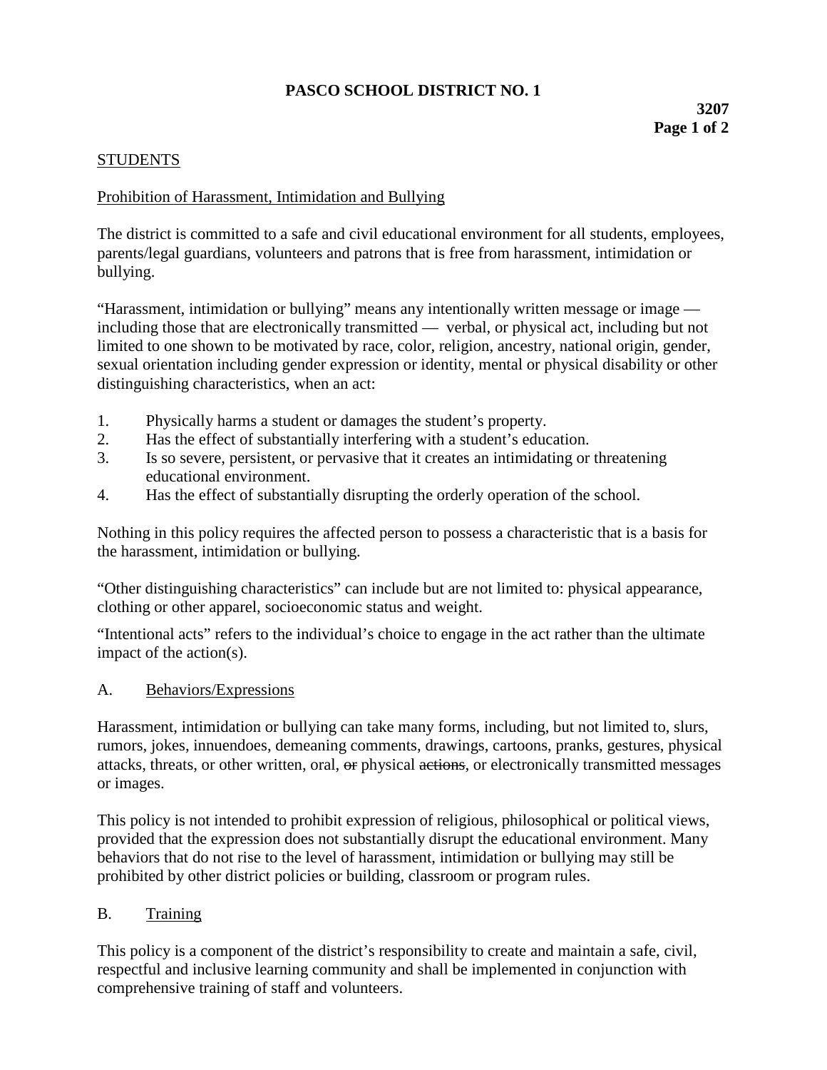# PASCO SCHOOL DISTRICT NO. 1

**3207**

## STUDENTS

### Prohibition of Harassment, Intimidation and Bullying

The district is committed to a safe and civil educational environment for all students, employees, parents/legal guardians, volunteers and patrons that is free from harassment, intimidation or bullying.

"Harassment, intimidation or bullying" means any intentionally written message or image — including those that are electronically transmitted — verbal, or physical act, including but not limited to one shown to be motivated by race, color, religion, ancestry, national origin, gender, sexual orientation including gender expression or identity, mental or physical disability or other distinguishing characteristics, when an act:

1. Physically harms a student or damages the student's property.
2. Has the effect of substantially interfering with a student's education.
3. Is so severe, persistent, or pervasive that it creates an intimidating or threatening educational environment.
4. Has the effect of substantially disrupting the orderly operation of the school.

Nothing in this policy requires the affected person to possess a characteristic that is a basis for the harassment, intimidation or bullying.

"Other distinguishing characteristics" can include but are not limited to: physical appearance, clothing or other apparel, socioeconomic status and weight.

"Intentional acts" refers to the individual's choice to engage in the act rather than the ultimate impact of the action(s).

#### A. Behaviors/Expressions

Harassment, intimidation or bullying can take many forms, including, but not limited to, slurs, rumors, jokes, innuendoes, demeaning comments, drawings, cartoons, pranks, gestures, physical attacks, threats, or other written, oral, ~~or~~ physical ~~actions~~, or electronically transmitted messages or images.

This policy is not intended to prohibit expression of religious, philosophical or political views, provided that the expression does not substantially disrupt the educational environment. Many behaviors that do not rise to the level of harassment, intimidation or bullying may still be prohibited by other district policies or building, classroom or program rules.

#### B. Training

This policy is a component of the district's responsibility to create and maintain a safe, civil, respectful and inclusive learning community and shall be implemented in conjunction with comprehensive training of staff and volunteers.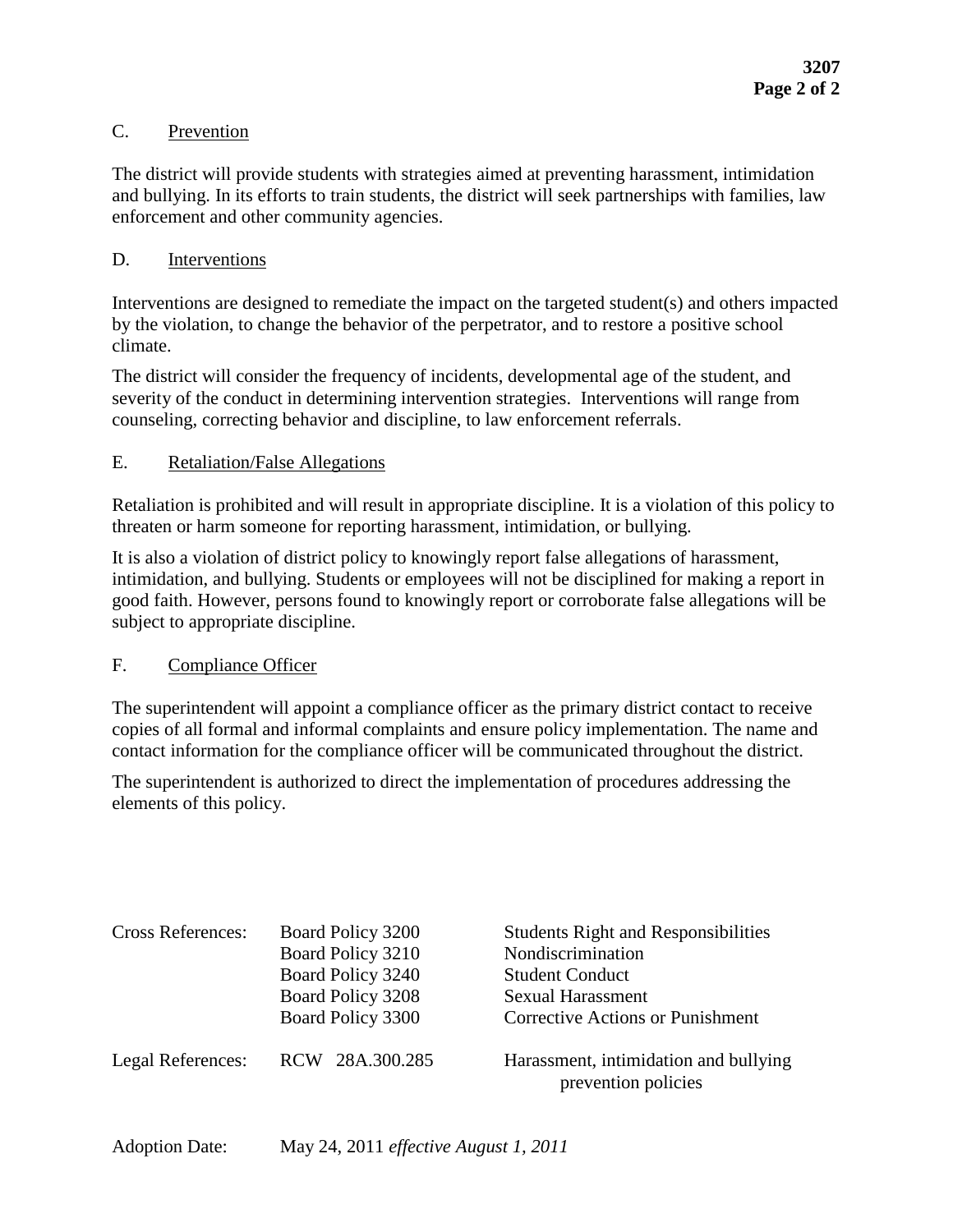## C. Prevention

The district will provide students with strategies aimed at preventing harassment, intimidation and bullying. In its efforts to train students, the district will seek partnerships with families, law enforcement and other community agencies.

## D. Interventions

Interventions are designed to remediate the impact on the targeted student(s) and others impacted by the violation, to change the behavior of the perpetrator, and to restore a positive school climate.

The district will consider the frequency of incidents, developmental age of the student, and severity of the conduct in determining intervention strategies. Interventions will range from counseling, correcting behavior and discipline, to law enforcement referrals.

## E. Retaliation/False Allegations

Retaliation is prohibited and will result in appropriate discipline. It is a violation of this policy to threaten or harm someone for reporting harassment, intimidation, or bullying.

It is also a violation of district policy to knowingly report false allegations of harassment, intimidation, and bullying. Students or employees will not be disciplined for making a report in good faith. However, persons found to knowingly report or corroborate false allegations will be subject to appropriate discipline.

## F. Compliance Officer

The superintendent will appoint a compliance officer as the primary district contact to receive copies of all formal and informal complaints and ensure policy implementation. The name and contact information for the compliance officer will be communicated throughout the district.

The superintendent is authorized to direct the implementation of procedures addressing the elements of this policy.

| | | |
|---|---|---|
| Cross References: | Board Policy 3200 | Students Right and Responsibilities |
| | Board Policy 3210 | Nondiscrimination |
| | Board Policy 3240 | Student Conduct |
| | Board Policy 3208 | Sexual Harassment |
| | Board Policy 3300 | Corrective Actions or Punishment |
| Legal References: | RCW 28A.300.285 | Harassment, intimidation and bullying prevention policies |

Adoption Date: May 24, 2011 *effective August 1, 2011*